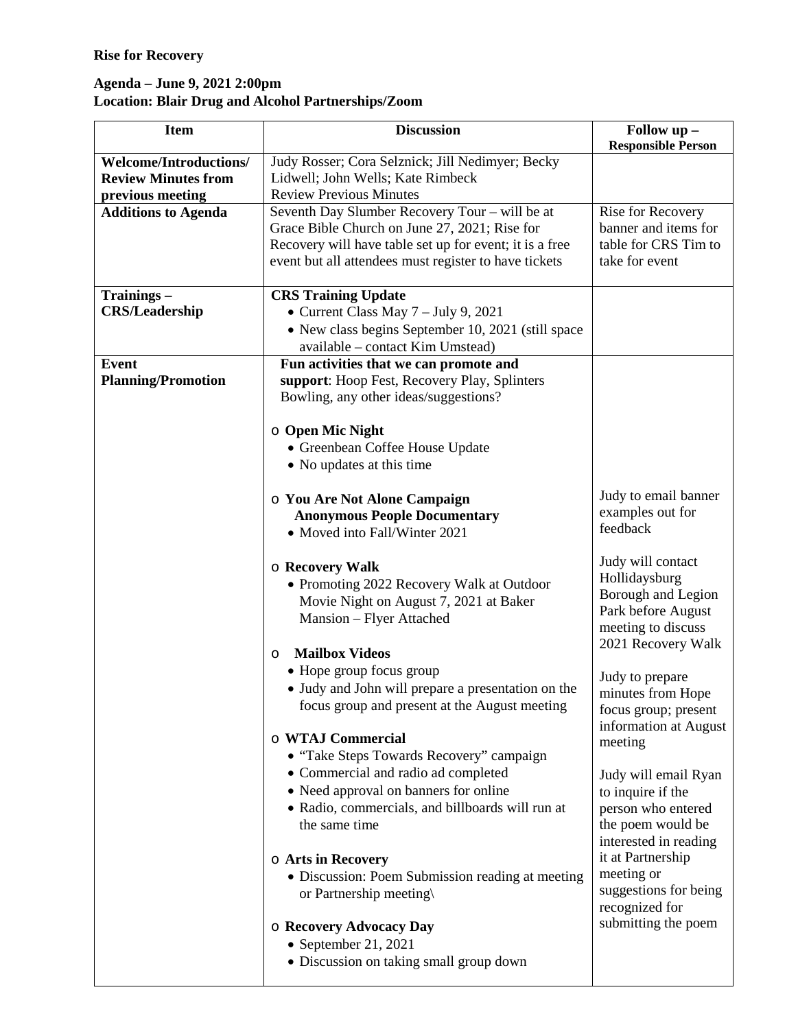**Rise for Recovery**

**Agenda – June 9, 2021 2:00pm**
**Location: Blair Drug and Alcohol Partnerships/Zoom**

| Item | Discussion | Follow up – Responsible Person |
|---|---|---|
| **Welcome/Introductions/ Review Minutes from previous meeting** | Judy Rosser; Cora Selznick; Jill Nedimyer; Becky Lidwell; John Wells; Kate Rimbeck<br>Review Previous Minutes | |
| **Additions to Agenda** | Seventh Day Slumber Recovery Tour – will be at Grace Bible Church on June 27, 2021; Rise for Recovery will have table set up for event; it is a free event but all attendees must register to have tickets | Rise for Recovery banner and items for table for CRS Tim to take for event |
| **Trainings – CRS/Leadership** | **CRS Training Update**<br>• Current Class May 7 – July 9, 2021<br>• New class begins September 10, 2021 (still space available – contact Kim Umstead) | |
| **Event Planning/Promotion** | **Fun activities that we can promote and support**: Hoop Fest, Recovery Play, Splinters Bowling, any other ideas/suggestions?<br><br>o **Open Mic Night**<br>• Greenbean Coffee House Update<br>• No updates at this time<br><br>o **You Are Not Alone Campaign Anonymous People Documentary**<br>• Moved into Fall/Winter 2021<br><br>o **Recovery Walk**<br>• Promoting 2022 Recovery Walk at Outdoor Movie Night on August 7, 2021 at Baker Mansion – Flyer Attached<br><br>o **Mailbox Videos**<br>• Hope group focus group<br>• Judy and John will prepare a presentation on the focus group and present at the August meeting<br><br>o **WTAJ Commercial**<br>• "Take Steps Towards Recovery" campaign<br>• Commercial and radio ad completed<br>• Need approval on banners for online<br>• Radio, commercials, and billboards will run at the same time<br><br>o **Arts in Recovery**<br>• Discussion: Poem Submission reading at meeting or Partnership meeting\<br><br>o **Recovery Advocacy Day**<br>• September 21, 2021<br>• Discussion on taking small group down | Judy to email banner examples out for feedback<br><br>Judy will contact Hollidaysburg Borough and Legion Park before August meeting to discuss 2021 Recovery Walk<br><br>Judy to prepare minutes from Hope focus group; present information at August meeting<br><br>Judy will email Ryan to inquire if the person who entered the poem would be interested in reading it at Partnership meeting or suggestions for being recognized for submitting the poem |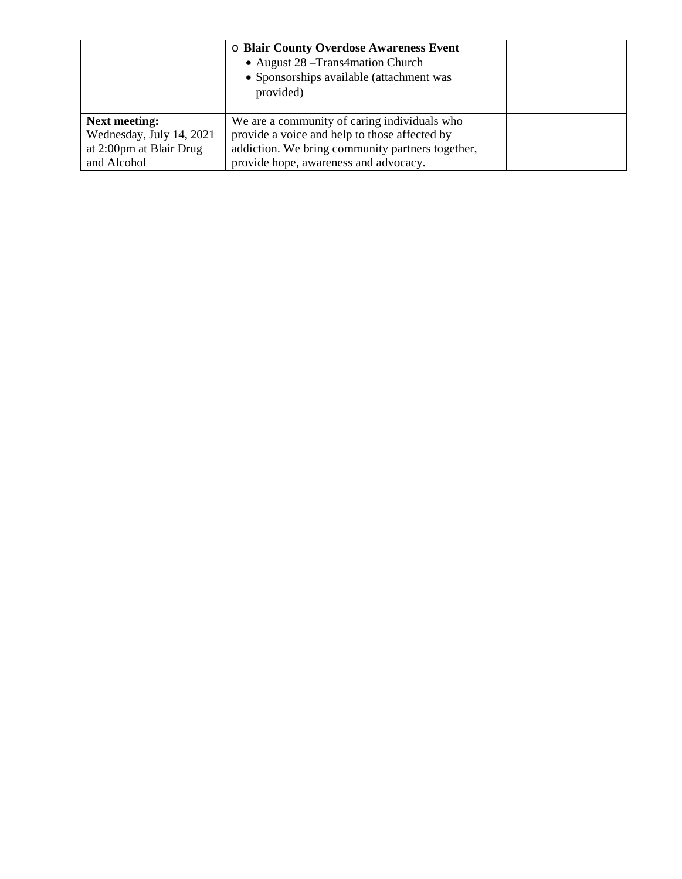| | | |
|---|---|---|
| | o **Blair County Overdose Awareness Event**<br>• August 28 –Trans4mation Church<br>• Sponsorships available (attachment was provided) | |
| **Next meeting:**<br>Wednesday, July 14, 2021 at 2:00pm at Blair Drug and Alcohol | We are a community of caring individuals who provide a voice and help to those affected by addiction. We bring community partners together, provide hope, awareness and advocacy. | |